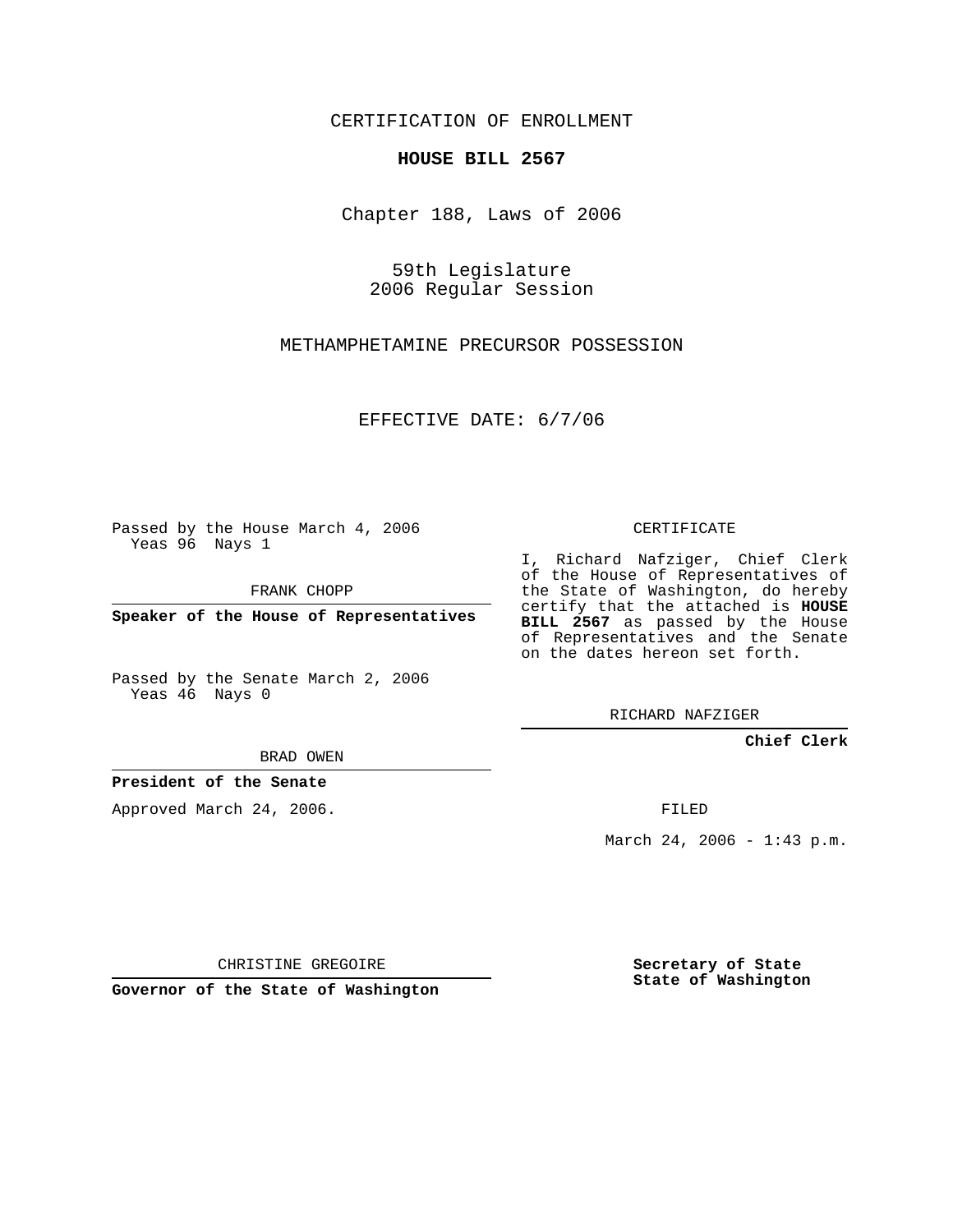CERTIFICATION OF ENROLLMENT

**HOUSE BILL 2567**

Chapter 188, Laws of 2006

59th Legislature
2006 Regular Session

METHAMPHETAMINE PRECURSOR POSSESSION

EFFECTIVE DATE: 6/7/06

Passed by the House March 4, 2006
Yeas 96 Nays 1

FRANK CHOPP

**Speaker of the House of Representatives**

Passed by the Senate March 2, 2006
Yeas 46 Nays 0

BRAD OWEN

**President of the Senate**

Approved March 24, 2006.

CHRISTINE GREGOIRE

**Governor of the State of Washington**

CERTIFICATE

I, Richard Nafziger, Chief Clerk of the House of Representatives of the State of Washington, do hereby certify that the attached is **HOUSE BILL 2567** as passed by the House of Representatives and the Senate on the dates hereon set forth.

RICHARD NAFZIGER

**Chief Clerk**

FILED

March 24, 2006 - 1:43 p.m.

**Secretary of State**
**State of Washington**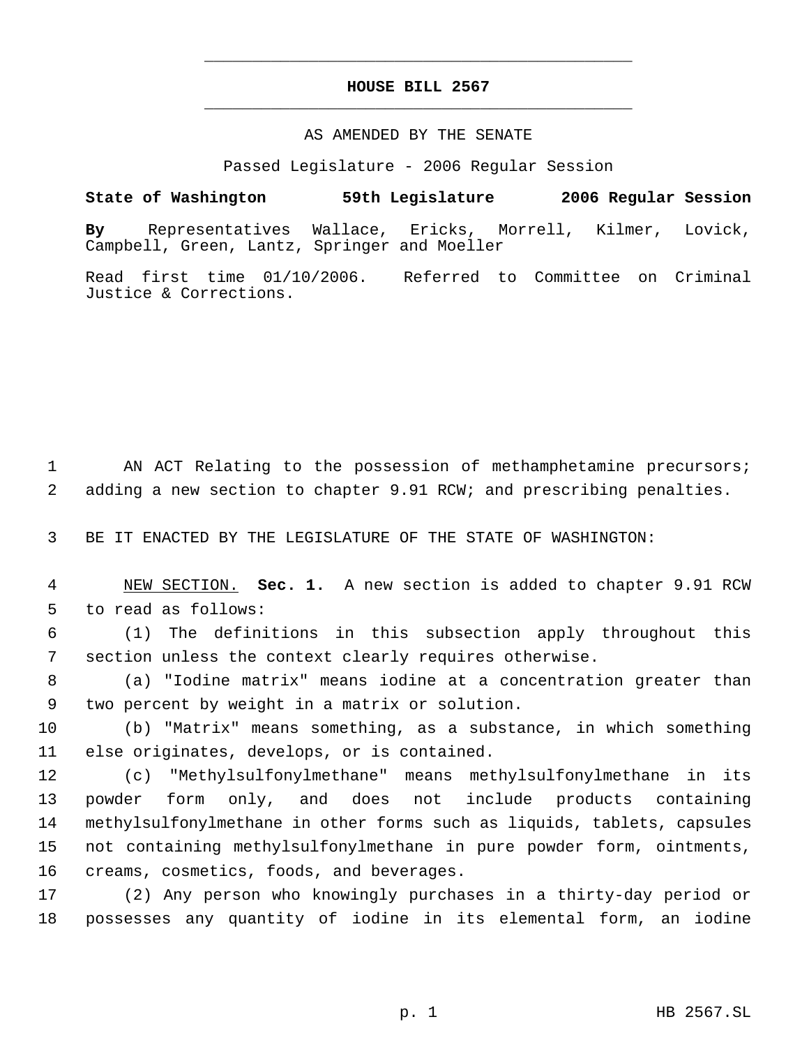# HOUSE BILL 2567

AS AMENDED BY THE SENATE

Passed Legislature - 2006 Regular Session

**State of Washington 59th Legislature 2006 Regular Session**

**By** Representatives Wallace, Ericks, Morrell, Kilmer, Lovick, Campbell, Green, Lantz, Springer and Moeller

Read first time 01/10/2006. Referred to Committee on Criminal Justice & Corrections.

1 AN ACT Relating to the possession of methamphetamine precursors;
2 adding a new section to chapter 9.91 RCW; and prescribing penalties.

3 BE IT ENACTED BY THE LEGISLATURE OF THE STATE OF WASHINGTON:

4 NEW SECTION. **Sec. 1.** A new section is added to chapter 9.91 RCW
5 to read as follows:

6 (1) The definitions in this subsection apply throughout this
7 section unless the context clearly requires otherwise.

8 (a) "Iodine matrix" means iodine at a concentration greater than
9 two percent by weight in a matrix or solution.

10 (b) "Matrix" means something, as a substance, in which something
11 else originates, develops, or is contained.

12 (c) "Methylsulfonylmethane" means methylsulfonylmethane in its
13 powder form only, and does not include products containing
14 methylsulfonylmethane in other forms such as liquids, tablets, capsules
15 not containing methylsulfonylmethane in pure powder form, ointments,
16 creams, cosmetics, foods, and beverages.

17 (2) Any person who knowingly purchases in a thirty-day period or
18 possesses any quantity of iodine in its elemental form, an iodine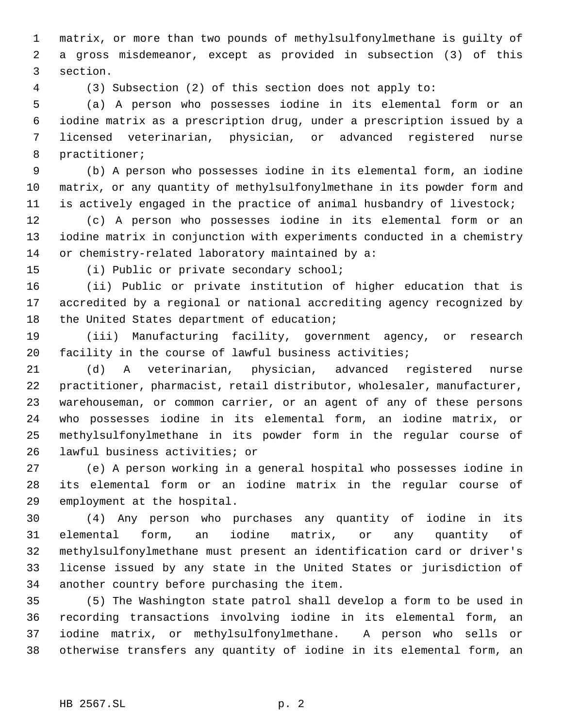matrix, or more than two pounds of methylsulfonylmethane is guilty of a gross misdemeanor, except as provided in subsection (3) of this section.

(3) Subsection (2) of this section does not apply to:

(a) A person who possesses iodine in its elemental form or an iodine matrix as a prescription drug, under a prescription issued by a licensed veterinarian, physician, or advanced registered nurse practitioner;

(b) A person who possesses iodine in its elemental form, an iodine matrix, or any quantity of methylsulfonylmethane in its powder form and is actively engaged in the practice of animal husbandry of livestock;

(c) A person who possesses iodine in its elemental form or an iodine matrix in conjunction with experiments conducted in a chemistry or chemistry-related laboratory maintained by a:

(i) Public or private secondary school;

(ii) Public or private institution of higher education that is accredited by a regional or national accrediting agency recognized by the United States department of education;

(iii) Manufacturing facility, government agency, or research facility in the course of lawful business activities;

(d) A veterinarian, physician, advanced registered nurse practitioner, pharmacist, retail distributor, wholesaler, manufacturer, warehouseman, or common carrier, or an agent of any of these persons who possesses iodine in its elemental form, an iodine matrix, or methylsulfonylmethane in its powder form in the regular course of lawful business activities; or

(e) A person working in a general hospital who possesses iodine in its elemental form or an iodine matrix in the regular course of employment at the hospital.

(4) Any person who purchases any quantity of iodine in its elemental form, an iodine matrix, or any quantity of methylsulfonylmethane must present an identification card or driver's license issued by any state in the United States or jurisdiction of another country before purchasing the item.

(5) The Washington state patrol shall develop a form to be used in recording transactions involving iodine in its elemental form, an iodine matrix, or methylsulfonylmethane. A person who sells or otherwise transfers any quantity of iodine in its elemental form, an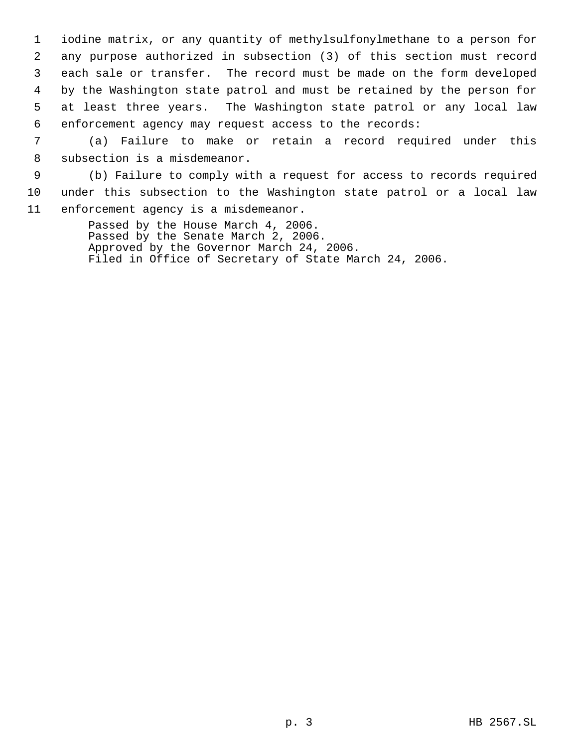iodine matrix, or any quantity of methylsulfonylmethane to a person for any purpose authorized in subsection (3) of this section must record each sale or transfer. The record must be made on the form developed by the Washington state patrol and must be retained by the person for at least three years. The Washington state patrol or any local law enforcement agency may request access to the records:

(a) Failure to make or retain a record required under this subsection is a misdemeanor.

(b) Failure to comply with a request for access to records required under this subsection to the Washington state patrol or a local law enforcement agency is a misdemeanor.

Passed by the House March 4, 2006.
Passed by the Senate March 2, 2006.
Approved by the Governor March 24, 2006.
Filed in Office of Secretary of State March 24, 2006.